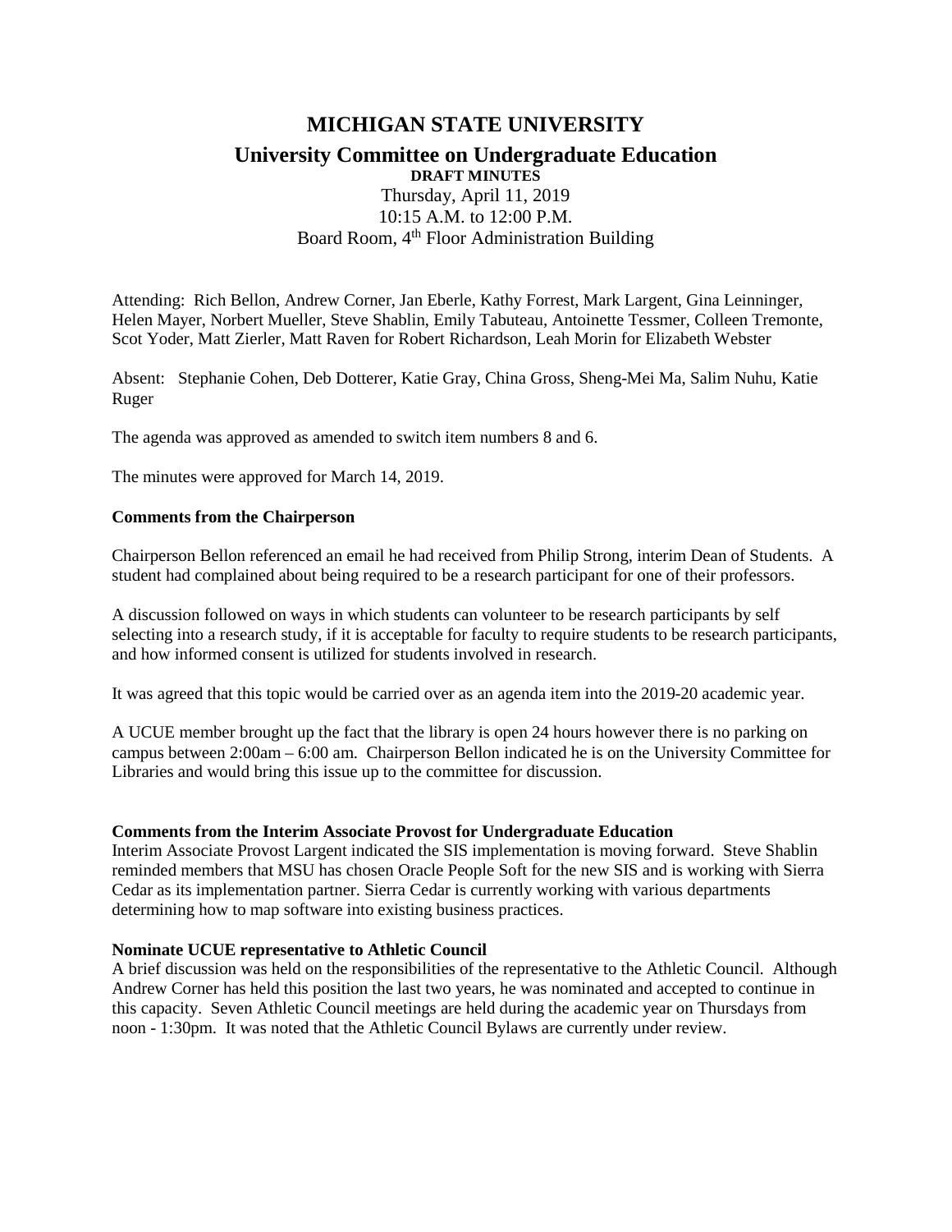# MICHIGAN STATE UNIVERSITY

## University Committee on Undergraduate Education

**DRAFT MINUTES**

Thursday, April 11, 2019
10:15 A.M. to 12:00 P.M.
Board Room, 4th Floor Administration Building

Attending: Rich Bellon, Andrew Corner, Jan Eberle, Kathy Forrest, Mark Largent, Gina Leinninger, Helen Mayer, Norbert Mueller, Steve Shablin, Emily Tabuteau, Antoinette Tessmer, Colleen Tremonte, Scot Yoder, Matt Zierler, Matt Raven for Robert Richardson, Leah Morin for Elizabeth Webster

Absent: Stephanie Cohen, Deb Dotterer, Katie Gray, China Gross, Sheng-Mei Ma, Salim Nuhu, Katie Ruger

The agenda was approved as amended to switch item numbers 8 and 6.

The minutes were approved for March 14, 2019.

**Comments from the Chairperson**

Chairperson Bellon referenced an email he had received from Philip Strong, interim Dean of Students. A student had complained about being required to be a research participant for one of their professors.

A discussion followed on ways in which students can volunteer to be research participants by self selecting into a research study, if it is acceptable for faculty to require students to be research participants, and how informed consent is utilized for students involved in research.

It was agreed that this topic would be carried over as an agenda item into the 2019-20 academic year.

A UCUE member brought up the fact that the library is open 24 hours however there is no parking on campus between 2:00am – 6:00 am. Chairperson Bellon indicated he is on the University Committee for Libraries and would bring this issue up to the committee for discussion.

**Comments from the Interim Associate Provost for Undergraduate Education**

Interim Associate Provost Largent indicated the SIS implementation is moving forward. Steve Shablin reminded members that MSU has chosen Oracle People Soft for the new SIS and is working with Sierra Cedar as its implementation partner. Sierra Cedar is currently working with various departments determining how to map software into existing business practices.

**Nominate UCUE representative to Athletic Council**

A brief discussion was held on the responsibilities of the representative to the Athletic Council. Although Andrew Corner has held this position the last two years, he was nominated and accepted to continue in this capacity. Seven Athletic Council meetings are held during the academic year on Thursdays from noon - 1:30pm. It was noted that the Athletic Council Bylaws are currently under review.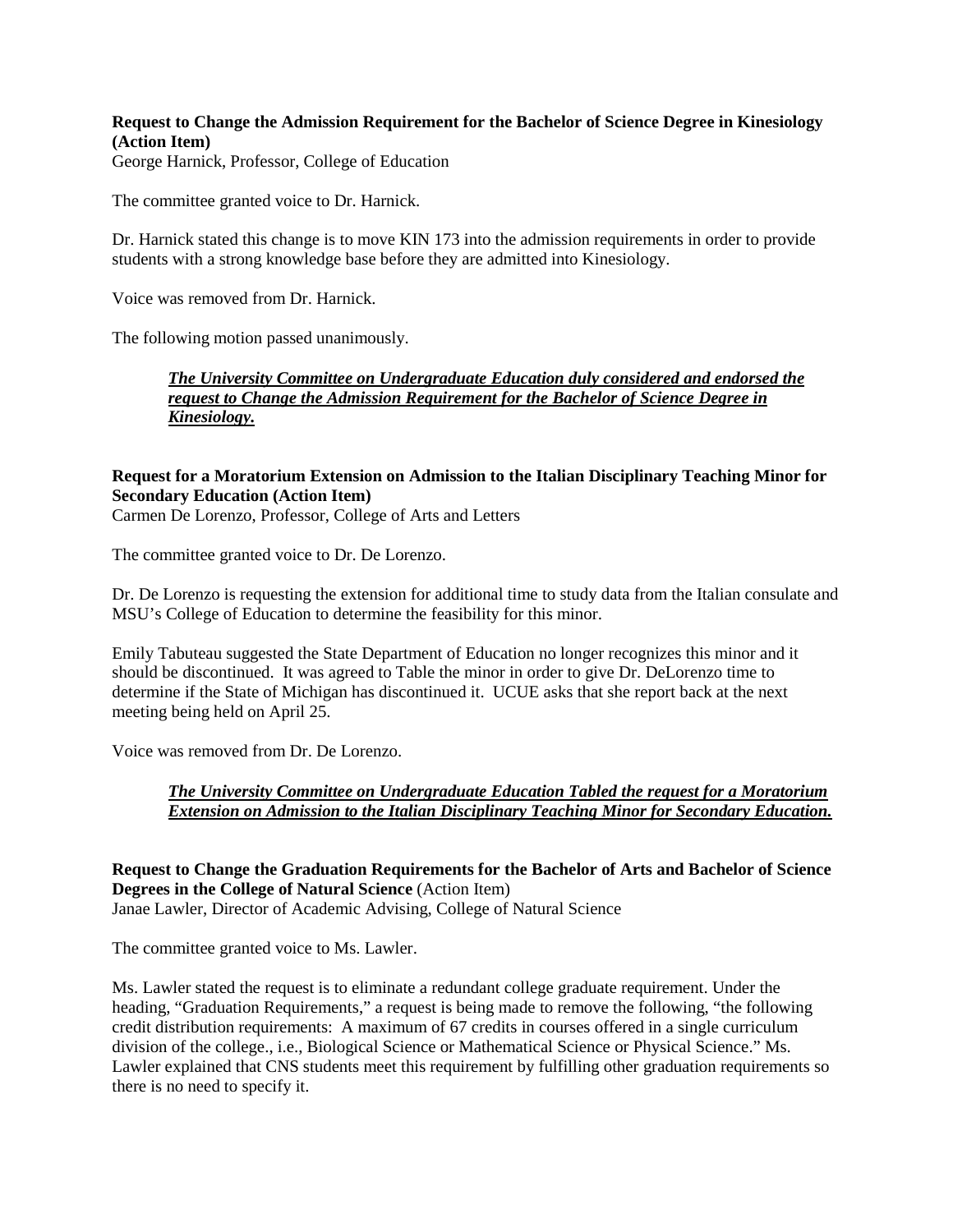**Request to Change the Admission Requirement for the Bachelor of Science Degree in Kinesiology (Action Item)**
George Harnick, Professor, College of Education

The committee granted voice to Dr. Harnick.

Dr. Harnick stated this change is to move KIN 173 into the admission requirements in order to provide students with a strong knowledge base before they are admitted into Kinesiology.

Voice was removed from Dr. Harnick.

The following motion passed unanimously.

> ***The University Committee on Undergraduate Education duly considered and endorsed the request to Change the Admission Requirement for the Bachelor of Science Degree in Kinesiology.***

**Request for a Moratorium Extension on Admission to the Italian Disciplinary Teaching Minor for Secondary Education (Action Item)**
Carmen De Lorenzo, Professor, College of Arts and Letters

The committee granted voice to Dr. De Lorenzo.

Dr. De Lorenzo is requesting the extension for additional time to study data from the Italian consulate and MSU's College of Education to determine the feasibility for this minor.

Emily Tabuteau suggested the State Department of Education no longer recognizes this minor and it should be discontinued. It was agreed to Table the minor in order to give Dr. DeLorenzo time to determine if the State of Michigan has discontinued it. UCUE asks that she report back at the next meeting being held on April 25.

Voice was removed from Dr. De Lorenzo.

> ***The University Committee on Undergraduate Education Tabled the request for a Moratorium Extension on Admission to the Italian Disciplinary Teaching Minor for Secondary Education.***

**Request to Change the Graduation Requirements for the Bachelor of Arts and Bachelor of Science Degrees in the College of Natural Science** (Action Item)
Janae Lawler, Director of Academic Advising, College of Natural Science

The committee granted voice to Ms. Lawler.

Ms. Lawler stated the request is to eliminate a redundant college graduate requirement. Under the heading, "Graduation Requirements," a request is being made to remove the following, "the following credit distribution requirements: A maximum of 67 credits in courses offered in a single curriculum division of the college., i.e., Biological Science or Mathematical Science or Physical Science." Ms. Lawler explained that CNS students meet this requirement by fulfilling other graduation requirements so there is no need to specify it.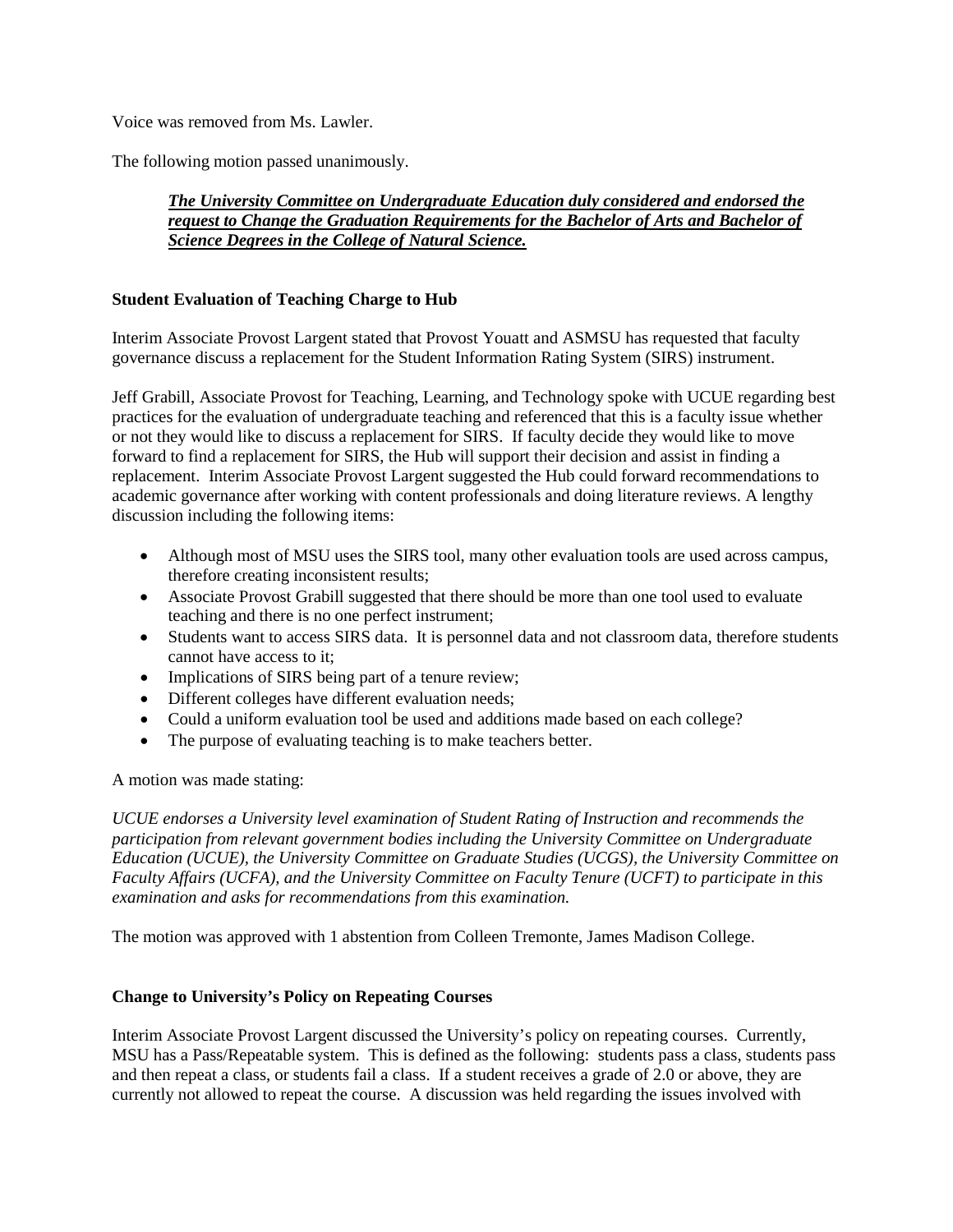Voice was removed from Ms. Lawler.

The following motion passed unanimously.

> ***The University Committee on Undergraduate Education duly considered and endorsed the request to Change the Graduation Requirements for the Bachelor of Arts and Bachelor of Science Degrees in the College of Natural Science.***

**Student Evaluation of Teaching Charge to Hub**

Interim Associate Provost Largent stated that Provost Youatt and ASMSU has requested that faculty governance discuss a replacement for the Student Information Rating System (SIRS) instrument.

Jeff Grabill, Associate Provost for Teaching, Learning, and Technology spoke with UCUE regarding best practices for the evaluation of undergraduate teaching and referenced that this is a faculty issue whether or not they would like to discuss a replacement for SIRS. If faculty decide they would like to move forward to find a replacement for SIRS, the Hub will support their decision and assist in finding a replacement. Interim Associate Provost Largent suggested the Hub could forward recommendations to academic governance after working with content professionals and doing literature reviews. A lengthy discussion including the following items:

- Although most of MSU uses the SIRS tool, many other evaluation tools are used across campus, therefore creating inconsistent results;
- Associate Provost Grabill suggested that there should be more than one tool used to evaluate teaching and there is no one perfect instrument;
- Students want to access SIRS data. It is personnel data and not classroom data, therefore students cannot have access to it;
- Implications of SIRS being part of a tenure review;
- Different colleges have different evaluation needs;
- Could a uniform evaluation tool be used and additions made based on each college?
- The purpose of evaluating teaching is to make teachers better.

A motion was made stating:

*UCUE endorses a University level examination of Student Rating of Instruction and recommends the participation from relevant government bodies including the University Committee on Undergraduate Education (UCUE), the University Committee on Graduate Studies (UCGS), the University Committee on Faculty Affairs (UCFA), and the University Committee on Faculty Tenure (UCFT) to participate in this examination and asks for recommendations from this examination.*

The motion was approved with 1 abstention from Colleen Tremonte, James Madison College.

**Change to University's Policy on Repeating Courses**

Interim Associate Provost Largent discussed the University's policy on repeating courses. Currently, MSU has a Pass/Repeatable system. This is defined as the following: students pass a class, students pass and then repeat a class, or students fail a class. If a student receives a grade of 2.0 or above, they are currently not allowed to repeat the course. A discussion was held regarding the issues involved with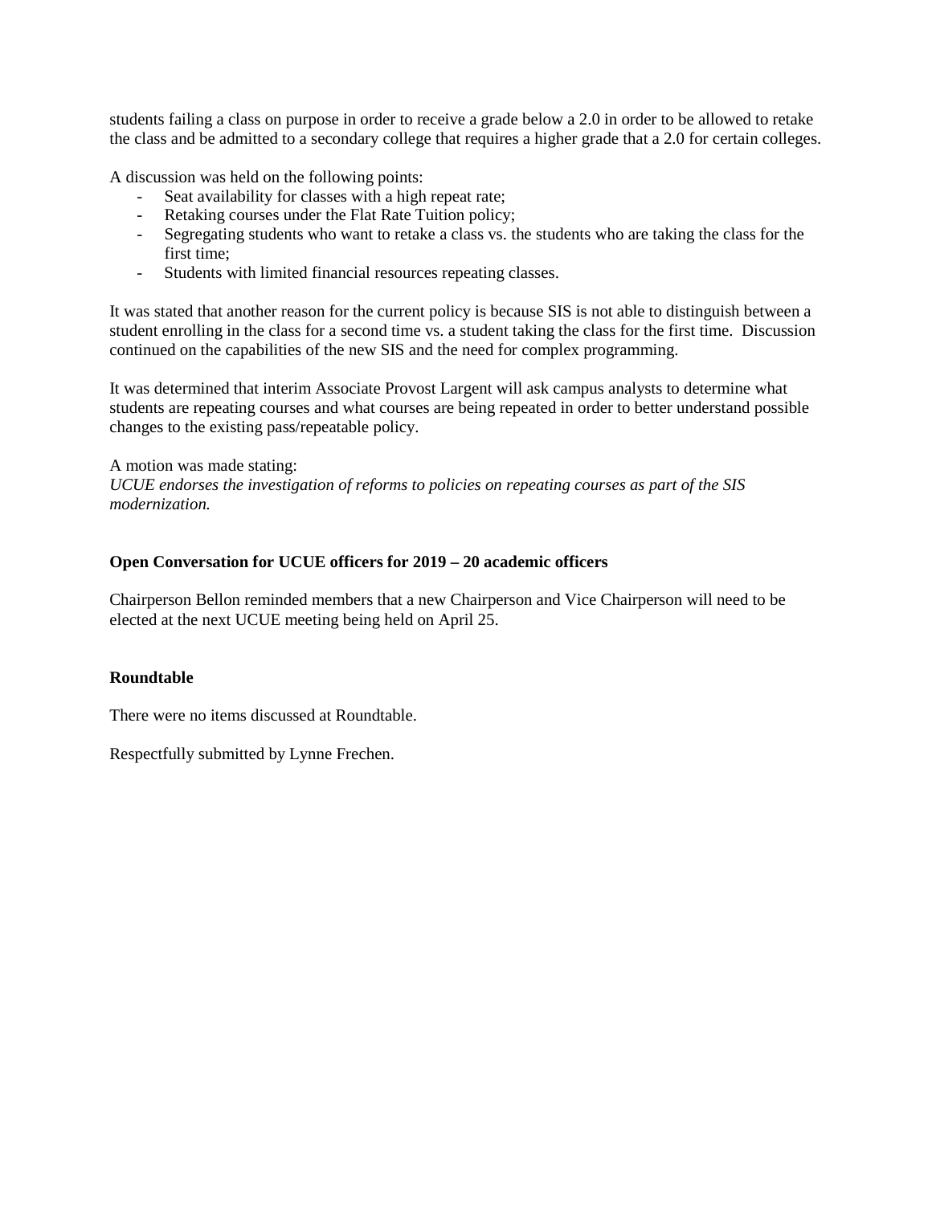students failing a class on purpose in order to receive a grade below a 2.0 in order to be allowed to retake the class and be admitted to a secondary college that requires a higher grade that a 2.0 for certain colleges.

A discussion was held on the following points:

- Seat availability for classes with a high repeat rate;
- Retaking courses under the Flat Rate Tuition policy;
- Segregating students who want to retake a class vs. the students who are taking the class for the first time;
- Students with limited financial resources repeating classes.

It was stated that another reason for the current policy is because SIS is not able to distinguish between a student enrolling in the class for a second time vs. a student taking the class for the first time. Discussion continued on the capabilities of the new SIS and the need for complex programming.

It was determined that interim Associate Provost Largent will ask campus analysts to determine what students are repeating courses and what courses are being repeated in order to better understand possible changes to the existing pass/repeatable policy.

A motion was made stating:
*UCUE endorses the investigation of reforms to policies on repeating courses as part of the SIS modernization.*

**Open Conversation for UCUE officers for 2019 – 20 academic officers**

Chairperson Bellon reminded members that a new Chairperson and Vice Chairperson will need to be elected at the next UCUE meeting being held on April 25.

**Roundtable**

There were no items discussed at Roundtable.

Respectfully submitted by Lynne Frechen.